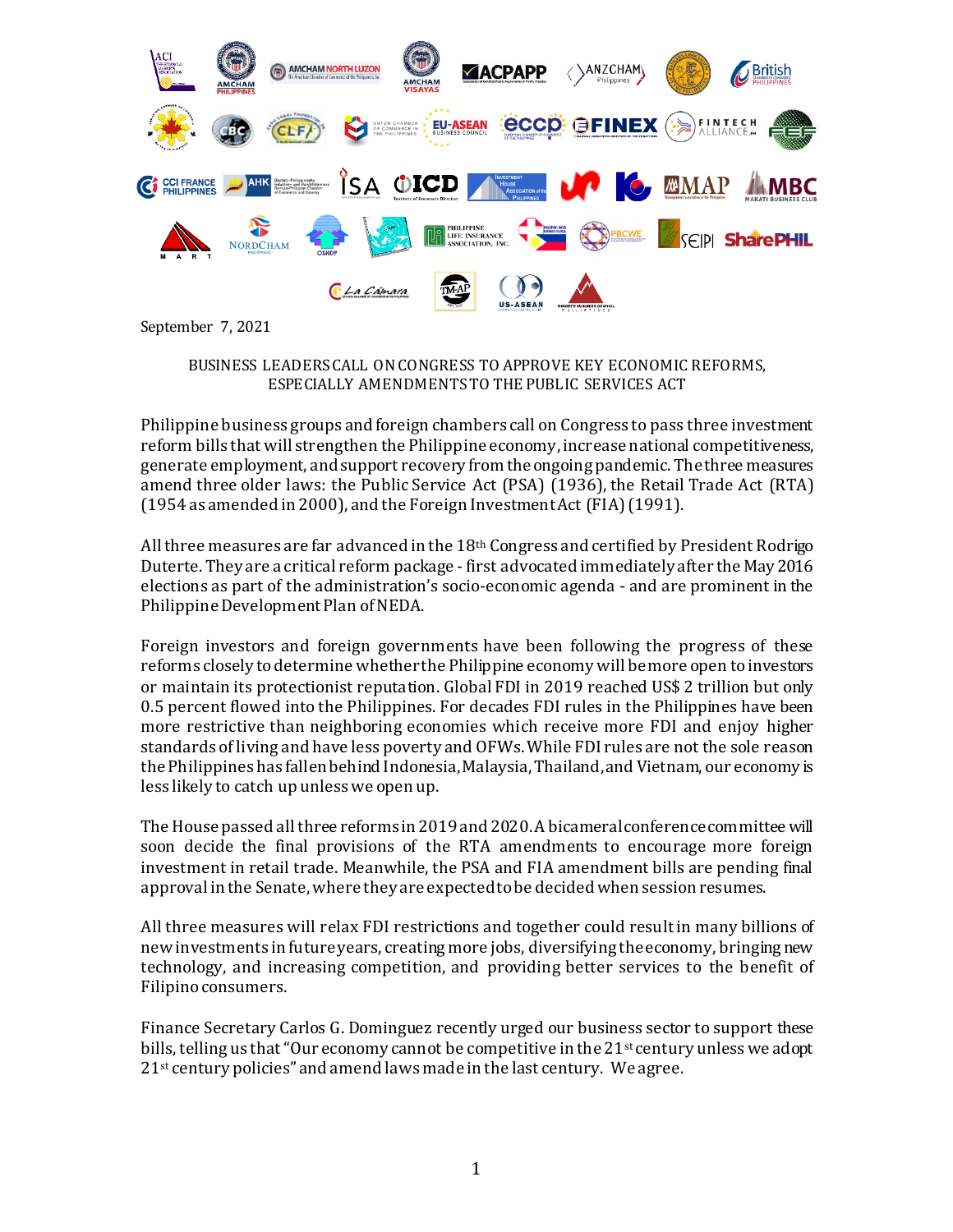September 7, 2021

BUSINESS LEADERS CALL ON CONGRESS TO APPROVE KEY ECONOMIC REFORMS, ESPECIALLY AMENDMENTS TO THE PUBLIC SERVICES ACT

Philippine business groups and foreign chambers call on Congress to pass three investment reform bills that will strengthen the Philippine economy, increase national competitiveness, generate employment, and support recovery from the ongoing pandemic. The three measures amend three older laws: the Public Service Act (PSA) (1936), the Retail Trade Act (RTA) (1954 as amended in 2000), and the Foreign Investment Act (FIA) (1991).

All three measures are far advanced in the 18th Congress and certified by President Rodrigo Duterte. They are a critical reform package - first advocated immediately after the May 2016 elections as part of the administration's socio-economic agenda - and are prominent in the Philippine Development Plan of NEDA.

Foreign investors and foreign governments have been following the progress of these reforms closely to determine whether the Philippine economy will be more open to investors or maintain its protectionist reputation. Global FDI in 2019 reached US$ 2 trillion but only 0.5 percent flowed into the Philippines. For decades FDI rules in the Philippines have been more restrictive than neighboring economies which receive more FDI and enjoy higher standards of living and have less poverty and OFWs. While FDI rules are not the sole reason the Philippines has fallen behind Indonesia, Malaysia, Thailand, and Vietnam, our economy is less likely to catch up unless we open up.

The House passed all three reforms in 2019 and 2020. A bicameral conference committee will soon decide the final provisions of the RTA amendments to encourage more foreign investment in retail trade. Meanwhile, the PSA and FIA amendment bills are pending final approval in the Senate, where they are expected to be decided when session resumes.

All three measures will relax FDI restrictions and together could result in many billions of new investments in future years, creating more jobs, diversifying the economy, bringing new technology, and increasing competition, and providing better services to the benefit of Filipino consumers.

Finance Secretary Carlos G. Dominguez recently urged our business sector to support these bills, telling us that "Our economy cannot be competitive in the 21st century unless we adopt 21st century policies" and amend laws made in the last century. We agree.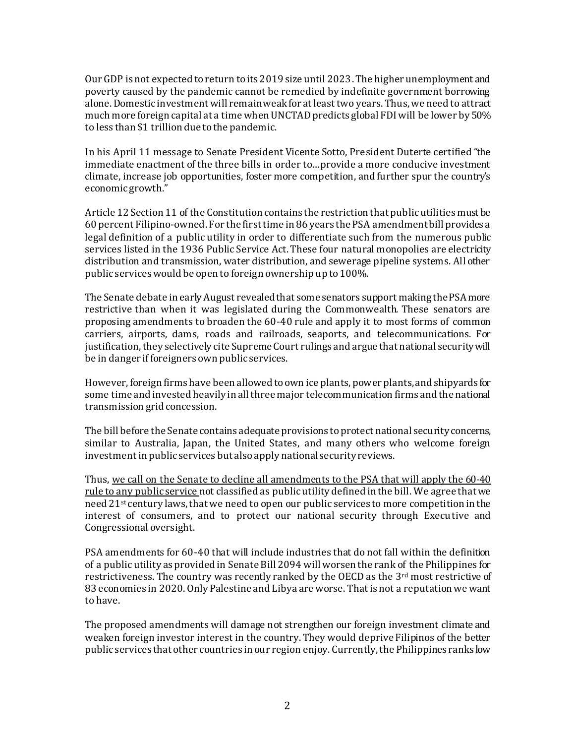Our GDP is not expected to return to its 2019 size until 2023. The higher unemployment and poverty caused by the pandemic cannot be remedied by indefinite government borrowing alone. Domestic investment will remain weak for at least two years. Thus, we need to attract much more foreign capital at a time when UNCTAD predicts global FDI will be lower by 50% to less than $1 trillion due to the pandemic.

In his April 11 message to Senate President Vicente Sotto, President Duterte certified "the immediate enactment of the three bills in order to…provide a more conducive investment climate, increase job opportunities, foster more competition, and further spur the country's economic growth."

Article 12 Section 11 of the Constitution contains the restriction that public utilities must be 60 percent Filipino-owned. For the first time in 86 years the PSA amendment bill provides a legal definition of a public utility in order to differentiate such from the numerous public services listed in the 1936 Public Service Act. These four natural monopolies are electricity distribution and transmission, water distribution, and sewerage pipeline systems. All other public services would be open to foreign ownership up to 100%.

The Senate debate in early August revealed that some senators support making the PSA more restrictive than when it was legislated during the Commonwealth. These senators are proposing amendments to broaden the 60-40 rule and apply it to most forms of common carriers, airports, dams, roads and railroads, seaports, and telecommunications. For justification, they selectively cite Supreme Court rulings and argue that national security will be in danger if foreigners own public services.

However, foreign firms have been allowed to own ice plants, power plants, and shipyards for some time and invested heavily in all three major telecommunication firms and the national transmission grid concession.

The bill before the Senate contains adequate provisions to protect national security concerns, similar to Australia, Japan, the United States, and many others who welcome foreign investment in public services but also apply national security reviews.

Thus, <u>we call on the Senate to decline all amendments to the PSA that will apply the 60-40 rule to any public service</u> not classified as public utility defined in the bill. We agree that we need 21st century laws, that we need to open our public services to more competition in the interest of consumers, and to protect our national security through Executive and Congressional oversight.

PSA amendments for 60-40 that will include industries that do not fall within the definition of a public utility as provided in Senate Bill 2094 will worsen the rank of the Philippines for restrictiveness. The country was recently ranked by the OECD as the 3rd most restrictive of 83 economies in 2020. Only Palestine and Libya are worse. That is not a reputation we want to have.

The proposed amendments will damage not strengthen our foreign investment climate and weaken foreign investor interest in the country. They would deprive Filipinos of the better public services that other countries in our region enjoy. Currently, the Philippines ranks low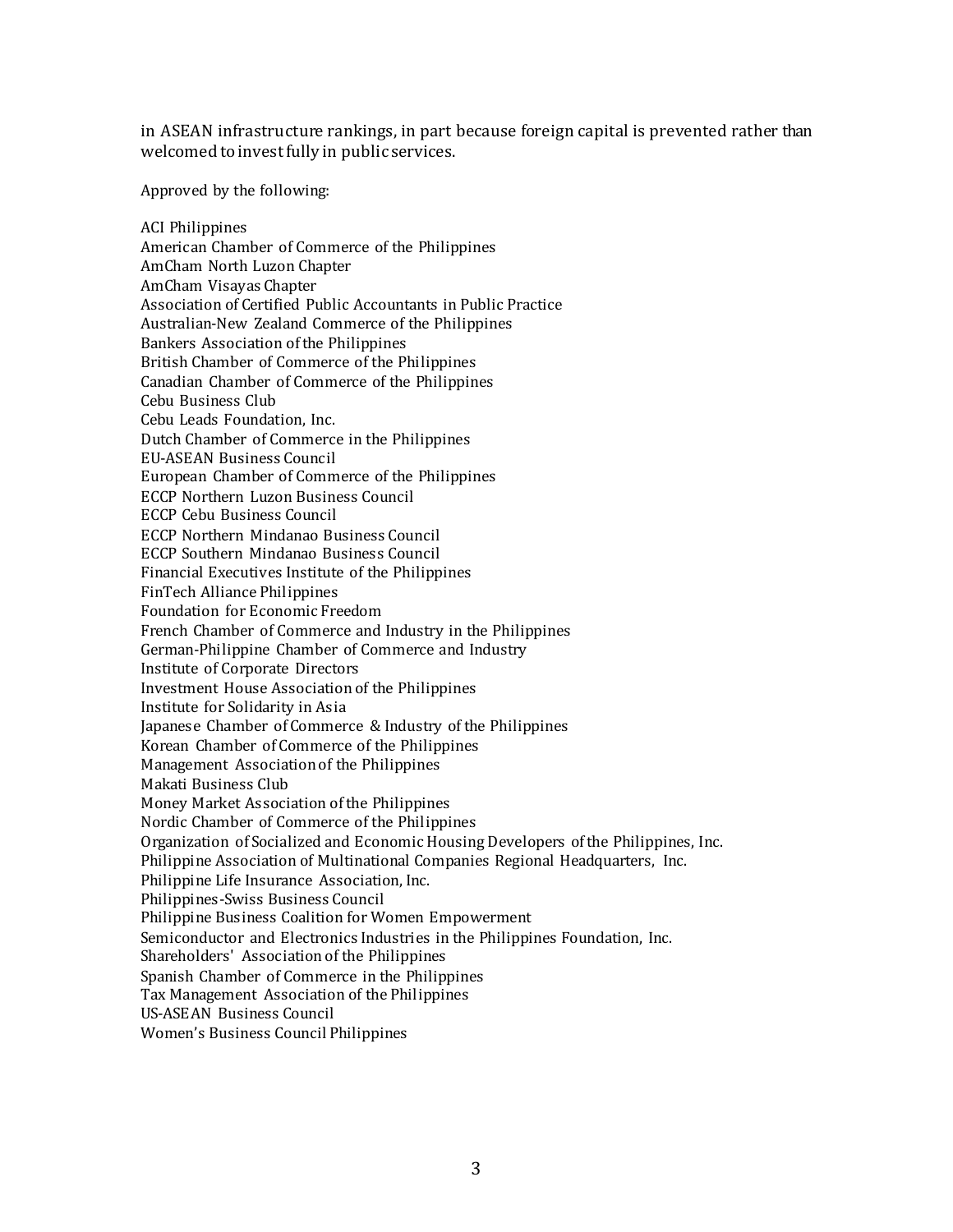in ASEAN infrastructure rankings, in part because foreign capital is prevented rather than welcomed to invest fully in public services.

Approved by the following:

ACI Philippines
American Chamber of Commerce of the Philippines
AmCham North Luzon Chapter
AmCham Visayas Chapter
Association of Certified Public Accountants in Public Practice
Australian-New Zealand Commerce of the Philippines
Bankers Association of the Philippines
British Chamber of Commerce of the Philippines
Canadian Chamber of Commerce of the Philippines
Cebu Business Club
Cebu Leads Foundation, Inc.
Dutch Chamber of Commerce in the Philippines
EU-ASEAN Business Council
European Chamber of Commerce of the Philippines
ECCP Northern Luzon Business Council
ECCP Cebu Business Council
ECCP Northern Mindanao Business Council
ECCP Southern Mindanao Business Council
Financial Executives Institute of the Philippines
FinTech Alliance Philippines
Foundation for Economic Freedom
French Chamber of Commerce and Industry in the Philippines
German-Philippine Chamber of Commerce and Industry
Institute of Corporate Directors
Investment House Association of the Philippines
Institute for Solidarity in Asia
Japanese Chamber of Commerce & Industry of the Philippines
Korean Chamber of Commerce of the Philippines
Management Association of the Philippines
Makati Business Club
Money Market Association of the Philippines
Nordic Chamber of Commerce of the Philippines
Organization of Socialized and Economic Housing Developers of the Philippines, Inc.
Philippine Association of Multinational Companies Regional Headquarters, Inc.
Philippine Life Insurance Association, Inc.
Philippines-Swiss Business Council
Philippine Business Coalition for Women Empowerment
Semiconductor and Electronics Industries in the Philippines Foundation, Inc.
Shareholders' Association of the Philippines
Spanish Chamber of Commerce in the Philippines
Tax Management Association of the Philippines
US-ASEAN Business Council
Women's Business Council Philippines